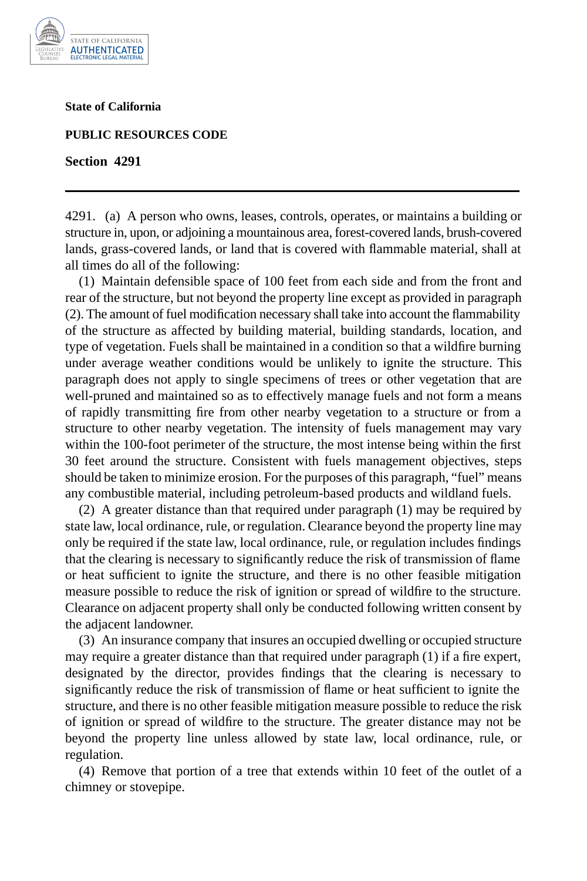**State of California**

**PUBLIC RESOURCES CODE**

**Section 4291**

---

4291. (a) A person who owns, leases, controls, operates, or maintains a building or structure in, upon, or adjoining a mountainous area, forest-covered lands, brush-covered lands, grass-covered lands, or land that is covered with flammable material, shall at all times do all of the following:

(1) Maintain defensible space of 100 feet from each side and from the front and rear of the structure, but not beyond the property line except as provided in paragraph (2). The amount of fuel modification necessary shall take into account the flammability of the structure as affected by building material, building standards, location, and type of vegetation. Fuels shall be maintained in a condition so that a wildfire burning under average weather conditions would be unlikely to ignite the structure. This paragraph does not apply to single specimens of trees or other vegetation that are well-pruned and maintained so as to effectively manage fuels and not form a means of rapidly transmitting fire from other nearby vegetation to a structure or from a structure to other nearby vegetation. The intensity of fuels management may vary within the 100-foot perimeter of the structure, the most intense being within the first 30 feet around the structure. Consistent with fuels management objectives, steps should be taken to minimize erosion. For the purposes of this paragraph, "fuel" means any combustible material, including petroleum-based products and wildland fuels.

(2) A greater distance than that required under paragraph (1) may be required by state law, local ordinance, rule, or regulation. Clearance beyond the property line may only be required if the state law, local ordinance, rule, or regulation includes findings that the clearing is necessary to significantly reduce the risk of transmission of flame or heat sufficient to ignite the structure, and there is no other feasible mitigation measure possible to reduce the risk of ignition or spread of wildfire to the structure. Clearance on adjacent property shall only be conducted following written consent by the adjacent landowner.

(3) An insurance company that insures an occupied dwelling or occupied structure may require a greater distance than that required under paragraph (1) if a fire expert, designated by the director, provides findings that the clearing is necessary to significantly reduce the risk of transmission of flame or heat sufficient to ignite the structure, and there is no other feasible mitigation measure possible to reduce the risk of ignition or spread of wildfire to the structure. The greater distance may not be beyond the property line unless allowed by state law, local ordinance, rule, or regulation.

(4) Remove that portion of a tree that extends within 10 feet of the outlet of a chimney or stovepipe.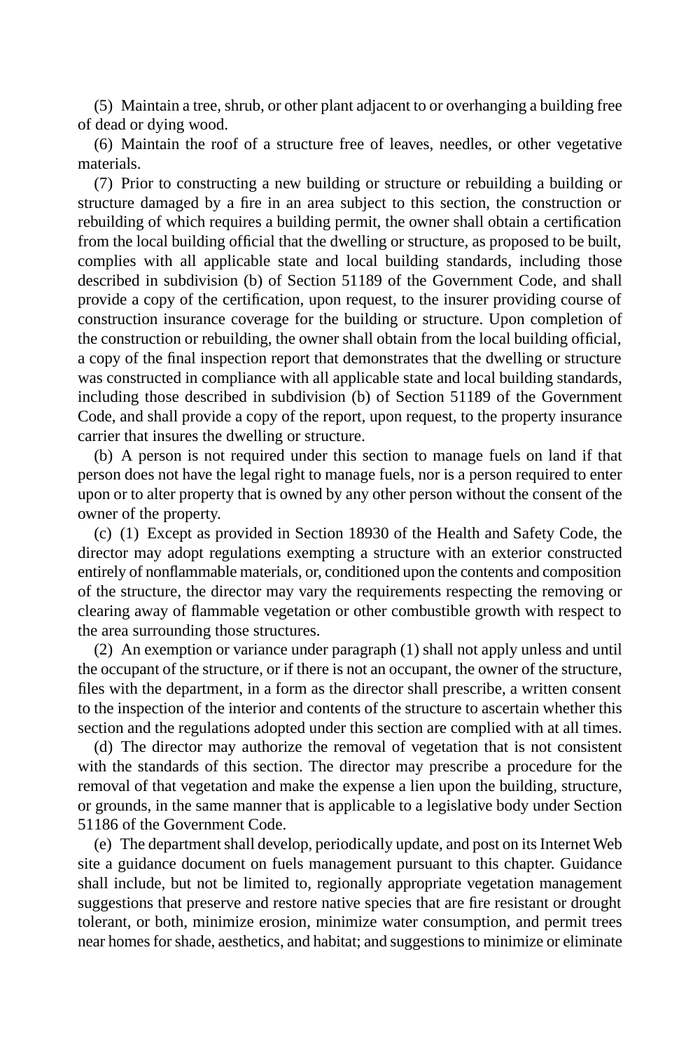(5) Maintain a tree, shrub, or other plant adjacent to or overhanging a building free of dead or dying wood.

(6) Maintain the roof of a structure free of leaves, needles, or other vegetative materials.

(7) Prior to constructing a new building or structure or rebuilding a building or structure damaged by a fire in an area subject to this section, the construction or rebuilding of which requires a building permit, the owner shall obtain a certification from the local building official that the dwelling or structure, as proposed to be built, complies with all applicable state and local building standards, including those described in subdivision (b) of Section 51189 of the Government Code, and shall provide a copy of the certification, upon request, to the insurer providing course of construction insurance coverage for the building or structure. Upon completion of the construction or rebuilding, the owner shall obtain from the local building official, a copy of the final inspection report that demonstrates that the dwelling or structure was constructed in compliance with all applicable state and local building standards, including those described in subdivision (b) of Section 51189 of the Government Code, and shall provide a copy of the report, upon request, to the property insurance carrier that insures the dwelling or structure.

(b) A person is not required under this section to manage fuels on land if that person does not have the legal right to manage fuels, nor is a person required to enter upon or to alter property that is owned by any other person without the consent of the owner of the property.

(c) (1) Except as provided in Section 18930 of the Health and Safety Code, the director may adopt regulations exempting a structure with an exterior constructed entirely of nonflammable materials, or, conditioned upon the contents and composition of the structure, the director may vary the requirements respecting the removing or clearing away of flammable vegetation or other combustible growth with respect to the area surrounding those structures.

(2) An exemption or variance under paragraph (1) shall not apply unless and until the occupant of the structure, or if there is not an occupant, the owner of the structure, files with the department, in a form as the director shall prescribe, a written consent to the inspection of the interior and contents of the structure to ascertain whether this section and the regulations adopted under this section are complied with at all times.

(d) The director may authorize the removal of vegetation that is not consistent with the standards of this section. The director may prescribe a procedure for the removal of that vegetation and make the expense a lien upon the building, structure, or grounds, in the same manner that is applicable to a legislative body under Section 51186 of the Government Code.

(e) The department shall develop, periodically update, and post on its Internet Web site a guidance document on fuels management pursuant to this chapter. Guidance shall include, but not be limited to, regionally appropriate vegetation management suggestions that preserve and restore native species that are fire resistant or drought tolerant, or both, minimize erosion, minimize water consumption, and permit trees near homes for shade, aesthetics, and habitat; and suggestions to minimize or eliminate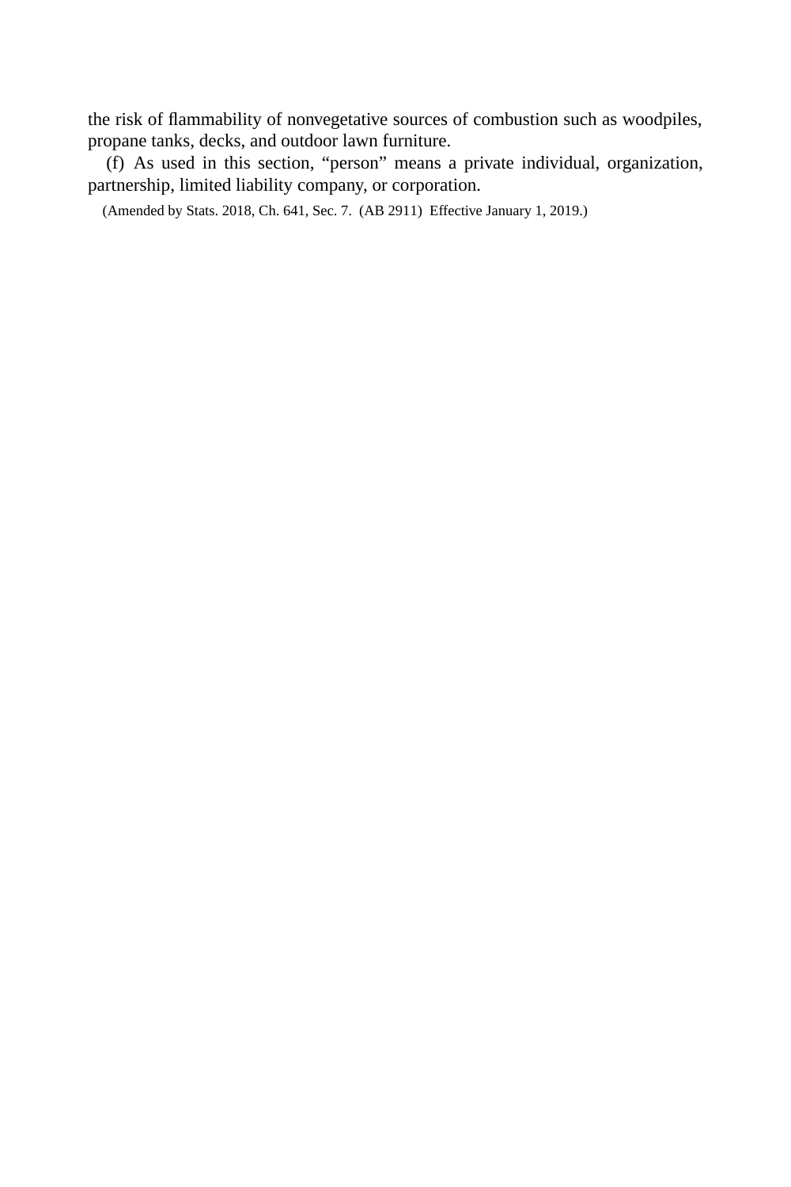the risk of flammability of nonvegetative sources of combustion such as woodpiles, propane tanks, decks, and outdoor lawn furniture.

(f) As used in this section, “person” means a private individual, organization, partnership, limited liability company, or corporation.

(Amended by Stats. 2018, Ch. 641, Sec. 7. (AB 2911) Effective January 1, 2019.)